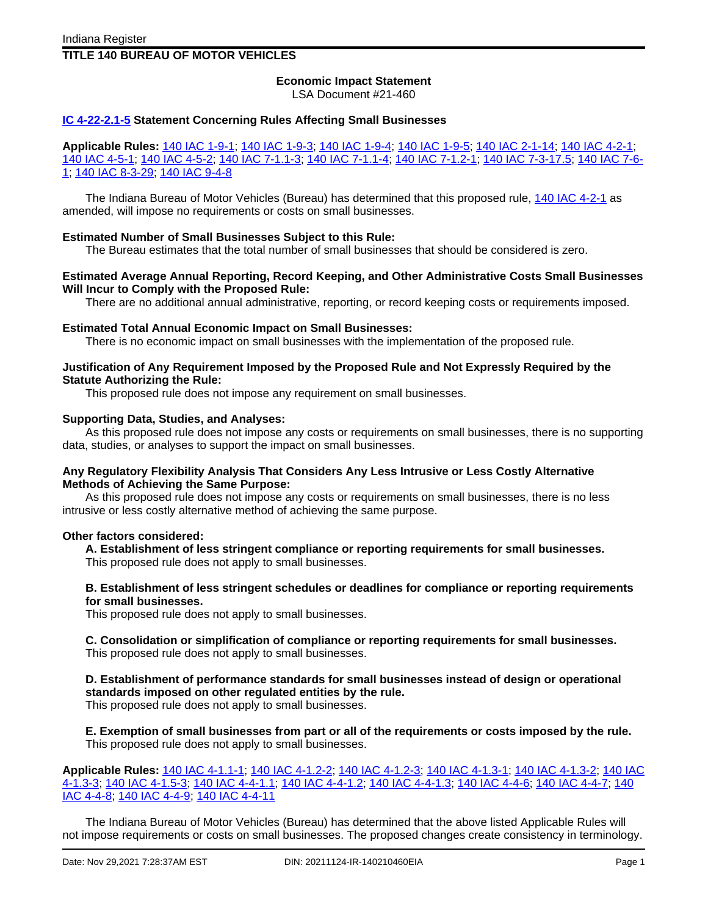Indiana Register

**TITLE 140 BUREAU OF MOTOR VEHICLES**

**Economic Impact Statement**
LSA Document #21-460

## IC 4-22-2.1-5 Statement Concerning Rules Affecting Small Businesses

**Applicable Rules:** 140 IAC 1-9-1; 140 IAC 1-9-3; 140 IAC 1-9-4; 140 IAC 1-9-5; 140 IAC 2-1-14; 140 IAC 4-2-1; 140 IAC 4-5-1; 140 IAC 4-5-2; 140 IAC 7-1.1-3; 140 IAC 7-1.1-4; 140 IAC 7-1.2-1; 140 IAC 7-3-17.5; 140 IAC 7-6-1; 140 IAC 8-3-29; 140 IAC 9-4-8

The Indiana Bureau of Motor Vehicles (Bureau) has determined that this proposed rule, 140 IAC 4-2-1 as amended, will impose no requirements or costs on small businesses.

**Estimated Number of Small Businesses Subject to this Rule:**
The Bureau estimates that the total number of small businesses that should be considered is zero.

**Estimated Average Annual Reporting, Record Keeping, and Other Administrative Costs Small Businesses Will Incur to Comply with the Proposed Rule:**
There are no additional annual administrative, reporting, or record keeping costs or requirements imposed.

**Estimated Total Annual Economic Impact on Small Businesses:**
There is no economic impact on small businesses with the implementation of the proposed rule.

**Justification of Any Requirement Imposed by the Proposed Rule and Not Expressly Required by the Statute Authorizing the Rule:**
This proposed rule does not impose any requirement on small businesses.

**Supporting Data, Studies, and Analyses:**
As this proposed rule does not impose any costs or requirements on small businesses, there is no supporting data, studies, or analyses to support the impact on small businesses.

**Any Regulatory Flexibility Analysis That Considers Any Less Intrusive or Less Costly Alternative Methods of Achieving the Same Purpose:**
As this proposed rule does not impose any costs or requirements on small businesses, there is no less intrusive or less costly alternative method of achieving the same purpose.

**Other factors considered:**

**A. Establishment of less stringent compliance or reporting requirements for small businesses.**
This proposed rule does not apply to small businesses.

**B. Establishment of less stringent schedules or deadlines for compliance or reporting requirements for small businesses.**
This proposed rule does not apply to small businesses.

**C. Consolidation or simplification of compliance or reporting requirements for small businesses.**
This proposed rule does not apply to small businesses.

**D. Establishment of performance standards for small businesses instead of design or operational standards imposed on other regulated entities by the rule.**
This proposed rule does not apply to small businesses.

**E. Exemption of small businesses from part or all of the requirements or costs imposed by the rule.**
This proposed rule does not apply to small businesses.

**Applicable Rules:** 140 IAC 4-1.1-1; 140 IAC 4-1.2-2; 140 IAC 4-1.2-3; 140 IAC 4-1.3-1; 140 IAC 4-1.3-2; 140 IAC 4-1.3-3; 140 IAC 4-1.5-3; 140 IAC 4-4-1.1; 140 IAC 4-4-1.2; 140 IAC 4-4-1.3; 140 IAC 4-4-6; 140 IAC 4-4-7; 140 IAC 4-4-8; 140 IAC 4-4-9; 140 IAC 4-4-11

The Indiana Bureau of Motor Vehicles (Bureau) has determined that the above listed Applicable Rules will not impose requirements or costs on small businesses. The proposed changes create consistency in terminology.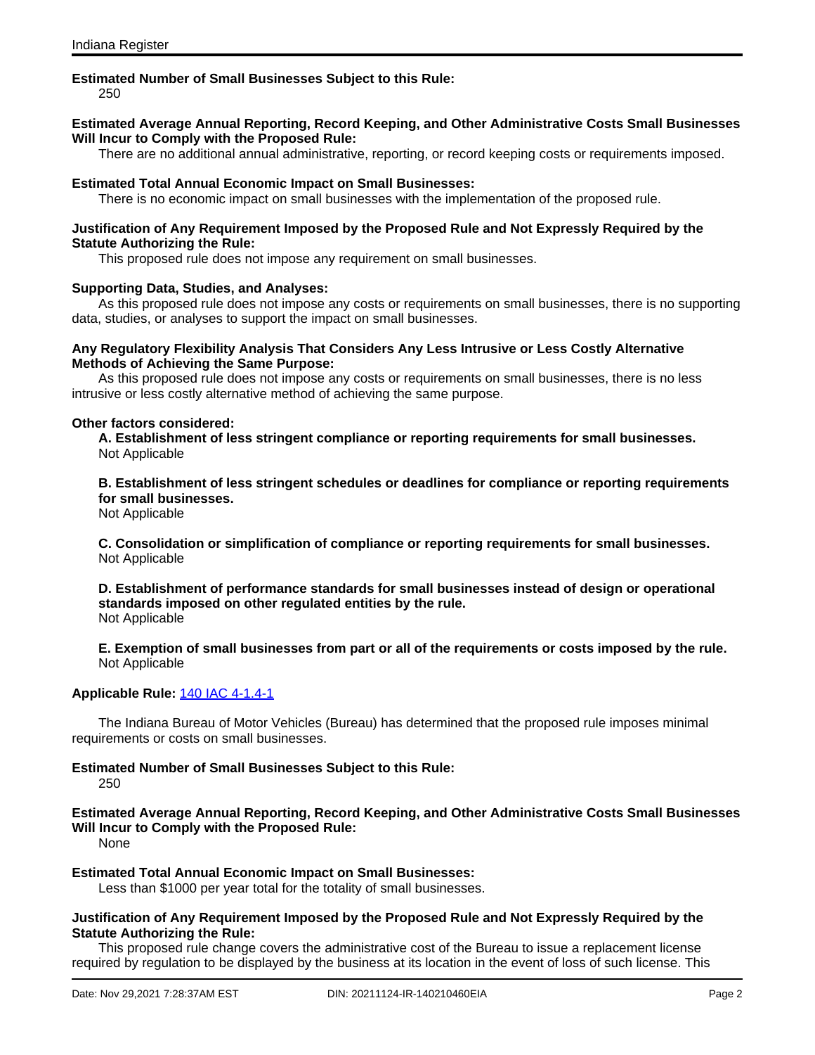**Estimated Number of Small Businesses Subject to this Rule:**

250

**Estimated Average Annual Reporting, Record Keeping, and Other Administrative Costs Small Businesses Will Incur to Comply with the Proposed Rule:**

There are no additional annual administrative, reporting, or record keeping costs or requirements imposed.

**Estimated Total Annual Economic Impact on Small Businesses:**

There is no economic impact on small businesses with the implementation of the proposed rule.

**Justification of Any Requirement Imposed by the Proposed Rule and Not Expressly Required by the Statute Authorizing the Rule:**

This proposed rule does not impose any requirement on small businesses.

**Supporting Data, Studies, and Analyses:**

As this proposed rule does not impose any costs or requirements on small businesses, there is no supporting data, studies, or analyses to support the impact on small businesses.

**Any Regulatory Flexibility Analysis That Considers Any Less Intrusive or Less Costly Alternative Methods of Achieving the Same Purpose:**

As this proposed rule does not impose any costs or requirements on small businesses, there is no less intrusive or less costly alternative method of achieving the same purpose.

**Other factors considered:**

**A. Establishment of less stringent compliance or reporting requirements for small businesses.**
Not Applicable

**B. Establishment of less stringent schedules or deadlines for compliance or reporting requirements for small businesses.**
Not Applicable

**C. Consolidation or simplification of compliance or reporting requirements for small businesses.**
Not Applicable

**D. Establishment of performance standards for small businesses instead of design or operational standards imposed on other regulated entities by the rule.**
Not Applicable

**E. Exemption of small businesses from part or all of the requirements or costs imposed by the rule.**
Not Applicable

**Applicable Rule:** 140 IAC 4-1.4-1

The Indiana Bureau of Motor Vehicles (Bureau) has determined that the proposed rule imposes minimal requirements or costs on small businesses.

**Estimated Number of Small Businesses Subject to this Rule:**

250

**Estimated Average Annual Reporting, Record Keeping, and Other Administrative Costs Small Businesses Will Incur to Comply with the Proposed Rule:**

None

**Estimated Total Annual Economic Impact on Small Businesses:**

Less than $1000 per year total for the totality of small businesses.

**Justification of Any Requirement Imposed by the Proposed Rule and Not Expressly Required by the Statute Authorizing the Rule:**

This proposed rule change covers the administrative cost of the Bureau to issue a replacement license required by regulation to be displayed by the business at its location in the event of loss of such license. This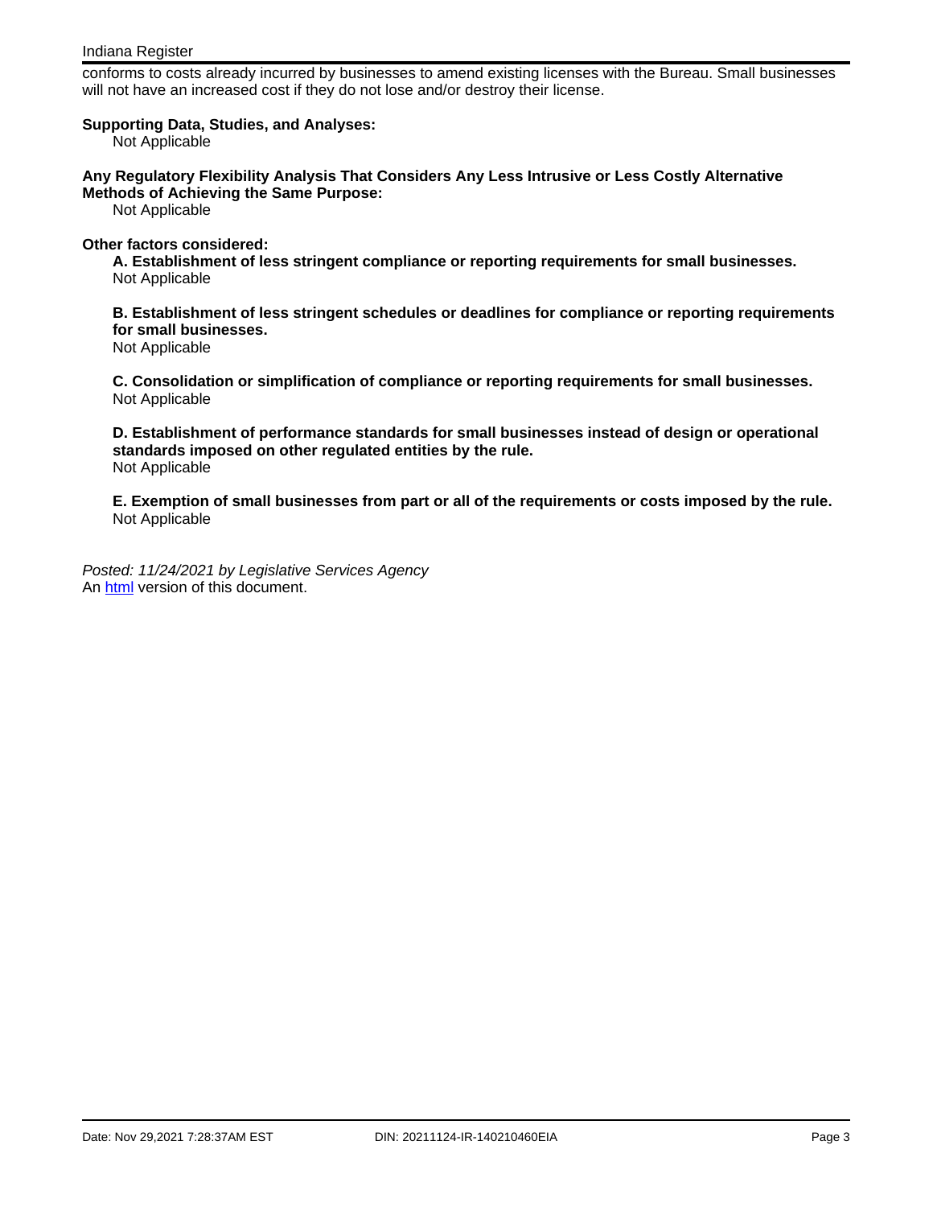conforms to costs already incurred by businesses to amend existing licenses with the Bureau. Small businesses will not have an increased cost if they do not lose and/or destroy their license.

**Supporting Data, Studies, and Analyses:**

Not Applicable

**Any Regulatory Flexibility Analysis That Considers Any Less Intrusive or Less Costly Alternative Methods of Achieving the Same Purpose:**

Not Applicable

**Other factors considered:**

**A. Establishment of less stringent compliance or reporting requirements for small businesses.**

Not Applicable

**B. Establishment of less stringent schedules or deadlines for compliance or reporting requirements for small businesses.**

Not Applicable

**C. Consolidation or simplification of compliance or reporting requirements for small businesses.**

Not Applicable

**D. Establishment of performance standards for small businesses instead of design or operational standards imposed on other regulated entities by the rule.**

Not Applicable

**E. Exemption of small businesses from part or all of the requirements or costs imposed by the rule.**

Not Applicable

*Posted: 11/24/2021 by Legislative Services Agency*

An html version of this document.